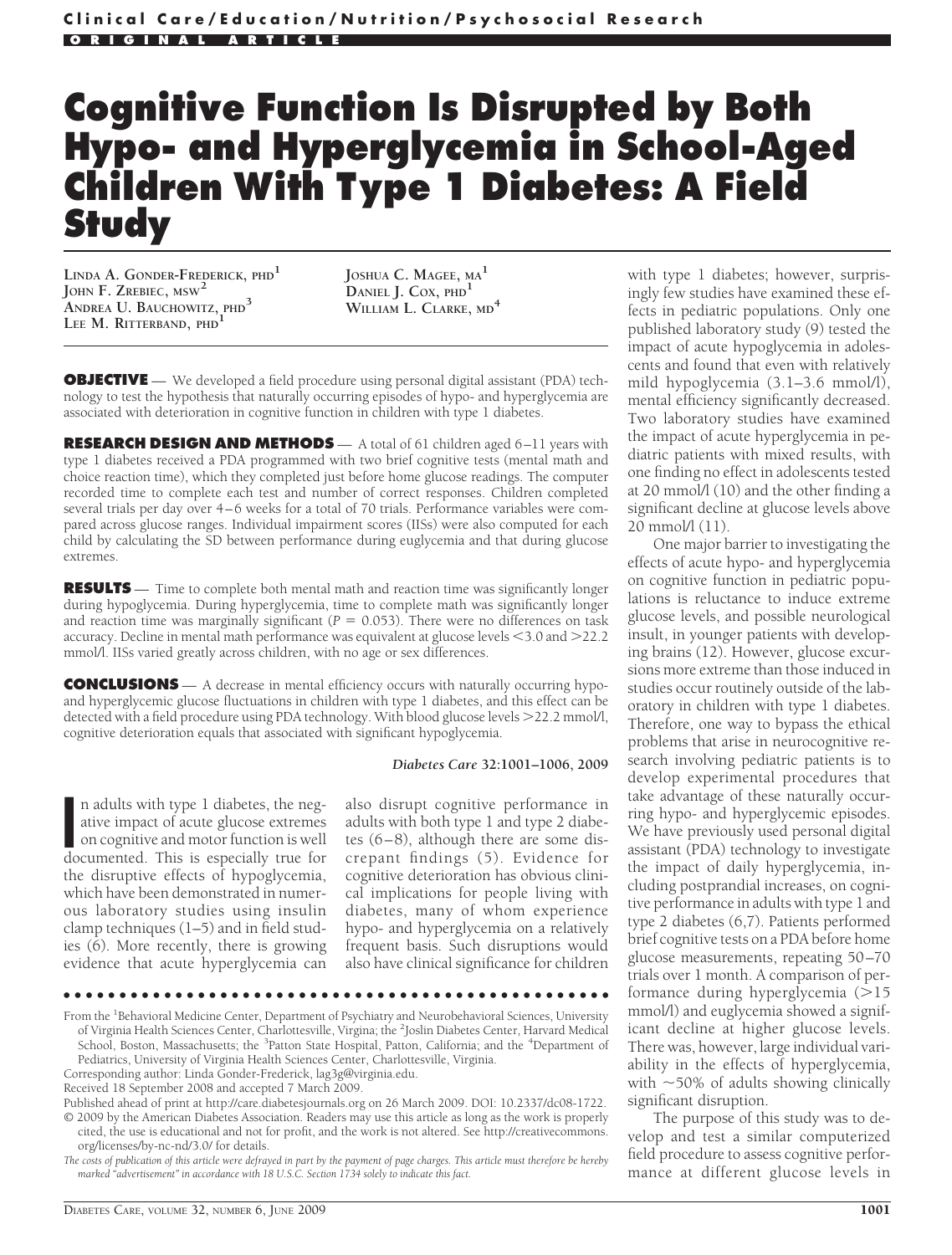Clinical Care/Education/Nutrition/Psychosocial Research

ORIGINAL ARTICLE

# Cognitive Function Is Disrupted by Both Hypo- and Hyperglycemia in School-Aged Children With Type 1 Diabetes: A Field Study

LINDA A. GONDER-FREDERICK, PHD[1]
JOHN F. ZREBIEC, MSW[2]
ANDREA U. BAUCHOWITZ, PHD[3]
LEE M. RITTERBAND, PHD[1]
JOSHUA C. MAGEE, MA[1]
DANIEL J. COX, PHD[1]
WILLIAM L. CLARKE, MD[4]

**OBJECTIVE** — We developed a field procedure using personal digital assistant (PDA) technology to test the hypothesis that naturally occurring episodes of hypo- and hyperglycemia are associated with deterioration in cognitive function in children with type 1 diabetes.

**RESEARCH DESIGN AND METHODS** — A total of 61 children aged 6–11 years with type 1 diabetes received a PDA programmed with two brief cognitive tests (mental math and choice reaction time), which they completed just before home glucose readings. The computer recorded time to complete each test and number of correct responses. Children completed several trials per day over 4–6 weeks for a total of 70 trials. Performance variables were compared across glucose ranges. Individual impairment scores (IISs) were also computed for each child by calculating the SD between performance during euglycemia and that during glucose extremes.

**RESULTS** — Time to complete both mental math and reaction time was significantly longer during hypoglycemia. During hyperglycemia, time to complete math was significantly longer and reaction time was marginally significant ($P = 0.053$). There were no differences on task accuracy. Decline in mental math performance was equivalent at glucose levels <3.0 and >22.2 mmol/l. IISs varied greatly across children, with no age or sex differences.

**CONCLUSIONS** — A decrease in mental efficiency occurs with naturally occurring hypo- and hyperglycemic glucose fluctuations in children with type 1 diabetes, and this effect can be detected with a field procedure using PDA technology. With blood glucose levels >22.2 mmol/l, cognitive deterioration equals that associated with significant hypoglycemia.

*Diabetes Care* 32:1001–1006, 2009

In adults with type 1 diabetes, the negative impact of acute glucose extremes on cognitive and motor function is well documented. This is especially true for the disruptive effects of hypoglycemia, which have been demonstrated in numerous laboratory studies using insulin clamp techniques (1–5) and in field studies (6). More recently, there is growing evidence that acute hyperglycemia can also disrupt cognitive performance in adults with both type 1 and type 2 diabetes (6–8), although there are some discrepant findings (5). Evidence for cognitive deterioration has obvious clinical implications for people living with diabetes, many of whom experience hypo- and hyperglycemia on a relatively frequent basis. Such disruptions would also have clinical significance for children with type 1 diabetes; however, surprisingly few studies have examined these effects in pediatric populations. Only one published laboratory study (9) tested the impact of acute hypoglycemia in adolescents and found that even with relatively mild hypoglycemia (3.1–3.6 mmol/l), mental efficiency significantly decreased. Two laboratory studies have examined the impact of acute hyperglycemia in pediatric patients with mixed results, with one finding no effect in adolescents tested at 20 mmol/l (10) and the other finding a significant decline at glucose levels above 20 mmol/l (11).

One major barrier to investigating the effects of acute hypo- and hyperglycemia on cognitive function in pediatric populations is reluctance to induce extreme glucose levels, and possible neurological insult, in younger patients with developing brains (12). However, glucose excursions more extreme than those induced in studies occur routinely outside of the laboratory in children with type 1 diabetes. Therefore, one way to bypass the ethical problems that arise in neurocognitive research involving pediatric patients is to develop experimental procedures that take advantage of these naturally occurring hypo- and hyperglycemic episodes. We have previously used personal digital assistant (PDA) technology to investigate the impact of daily hyperglycemia, including postprandial increases, on cognitive performance in adults with type 1 and type 2 diabetes (6,7). Patients performed brief cognitive tests on a PDA before home glucose measurements, repeating 50–70 trials over 1 month. A comparison of performance during hyperglycemia (>15 mmol/l) and euglycemia showed a significant decline at higher glucose levels. There was, however, large individual variability in the effects of hyperglycemia, with ~50% of adults showing clinically significant disruption.

The purpose of this study was to develop and test a similar computerized field procedure to assess cognitive performance at different glucose levels in

From the [1]Behavioral Medicine Center, Department of Psychiatry and Neurobehavioral Sciences, University of Virginia Health Sciences Center, Charlottesville, Virgina; the [2]Joslin Diabetes Center, Harvard Medical School, Boston, Massachusetts; the [3]Patton State Hospital, Patton, California; and the [4]Department of Pediatrics, University of Virginia Health Sciences Center, Charlottesville, Virginia.

Corresponding author: Linda Gonder-Frederick, lag3g@virginia.edu.

Received 18 September 2008 and accepted 7 March 2009.

Published ahead of print at http://care.diabetesjournals.org on 26 March 2009. DOI: 10.2337/dc08-1722.

© 2009 by the American Diabetes Association. Readers may use this article as long as the work is properly cited, the use is educational and not for profit, and the work is not altered. See http://creativecommons.org/licenses/by-nc-nd/3.0/ for details.

*The costs of publication of this article were defrayed in part by the payment of page charges. This article must therefore be hereby marked "advertisement" in accordance with 18 U.S.C. Section 1734 solely to indicate this fact.*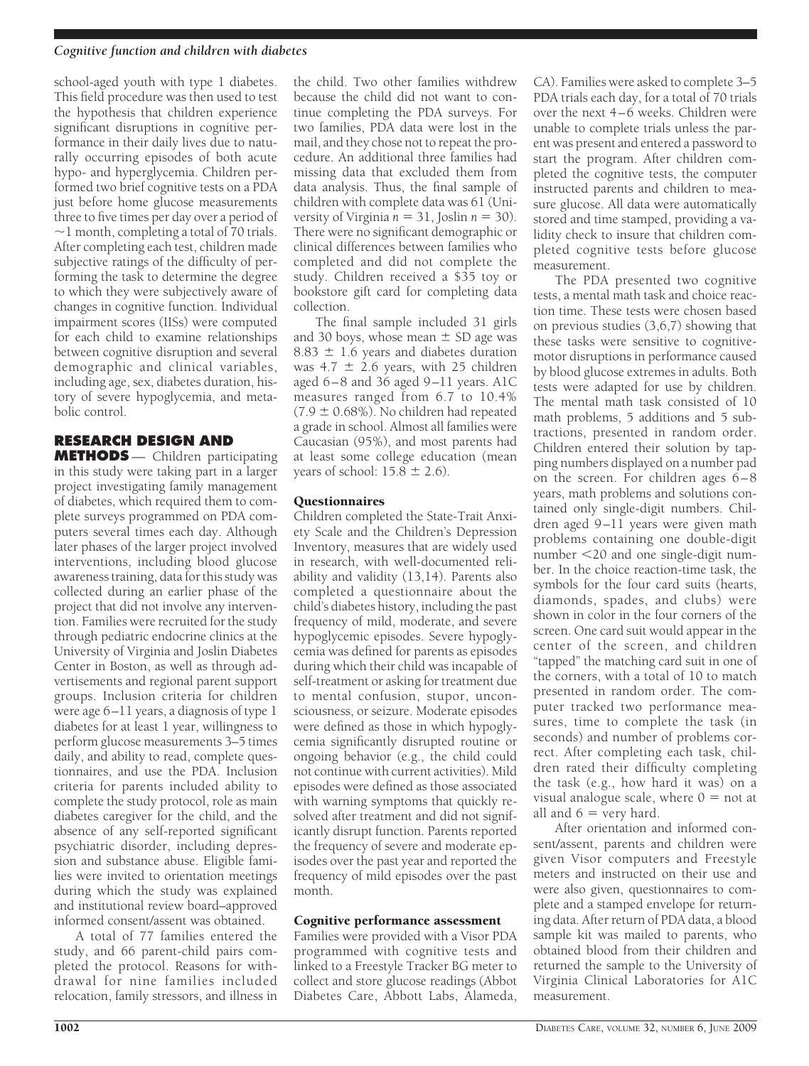school-aged youth with type 1 diabetes. This field procedure was then used to test the hypothesis that children experience significant disruptions in cognitive performance in their daily lives due to naturally occurring episodes of both acute hypo- and hyperglycemia. Children performed two brief cognitive tests on a PDA just before home glucose measurements three to five times per day over a period of ~1 month, completing a total of 70 trials. After completing each test, children made subjective ratings of the difficulty of performing the task to determine the degree to which they were subjectively aware of changes in cognitive function. Individual impairment scores (IISs) were computed for each child to examine relationships between cognitive disruption and several demographic and clinical variables, including age, sex, diabetes duration, history of severe hypoglycemia, and metabolic control.

## RESEARCH DESIGN AND METHODS

Children participating in this study were taking part in a larger project investigating family management of diabetes, which required them to complete surveys programmed on PDA computers several times each day. Although later phases of the larger project involved interventions, including blood glucose awareness training, data for this study was collected during an earlier phase of the project that did not involve any intervention. Families were recruited for the study through pediatric endocrine clinics at the University of Virginia and Joslin Diabetes Center in Boston, as well as through advertisements and regional parent support groups. Inclusion criteria for children were age 6–11 years, a diagnosis of type 1 diabetes for at least 1 year, willingness to perform glucose measurements 3–5 times daily, and ability to read, complete questionnaires, and use the PDA. Inclusion criteria for parents included ability to complete the study protocol, role as main diabetes caregiver for the child, and the absence of any self-reported significant psychiatric disorder, including depression and substance abuse. Eligible families were invited to orientation meetings during which the study was explained and institutional review board–approved informed consent/assent was obtained.

A total of 77 families entered the study, and 66 parent-child pairs completed the protocol. Reasons for withdrawal for nine families included relocation, family stressors, and illness in the child. Two other families withdrew because the child did not want to continue completing the PDA surveys. For two families, PDA data were lost in the mail, and they chose not to repeat the procedure. An additional three families had missing data that excluded them from data analysis. Thus, the final sample of children with complete data was 61 (University of Virginia $n = 31$, Joslin $n = 30$). There were no significant demographic or clinical differences between families who completed and did not complete the study. Children received a $35 toy or bookstore gift card for completing data collection.

The final sample included 31 girls and 30 boys, whose mean ± SD age was 8.83 ± 1.6 years and diabetes duration was 4.7 ± 2.6 years, with 25 children aged 6–8 and 36 aged 9–11 years. A1C measures ranged from 6.7 to 10.4% (7.9 ± 0.68%). No children had repeated a grade in school. Almost all families were Caucasian (95%), and most parents had at least some college education (mean years of school: 15.8 ± 2.6).

### Questionnaires

Children completed the State-Trait Anxiety Scale and the Children's Depression Inventory, measures that are widely used in research, with well-documented reliability and validity (13,14). Parents also completed a questionnaire about the child's diabetes history, including the past frequency of mild, moderate, and severe hypoglycemic episodes. Severe hypoglycemia was defined for parents as episodes during which their child was incapable of self-treatment or asking for treatment due to mental confusion, stupor, unconsciousness, or seizure. Moderate episodes were defined as those in which hypoglycemia significantly disrupted routine or ongoing behavior (e.g., the child could not continue with current activities). Mild episodes were defined as those associated with warning symptoms that quickly resolved after treatment and did not significantly disrupt function. Parents reported the frequency of severe and moderate episodes over the past year and reported the frequency of mild episodes over the past month.

### Cognitive performance assessment

Families were provided with a Visor PDA programmed with cognitive tests and linked to a Freestyle Tracker BG meter to collect and store glucose readings (Abbot Diabetes Care, Abbott Labs, Alameda, CA). Families were asked to complete 3–5 PDA trials each day, for a total of 70 trials over the next 4–6 weeks. Children were unable to complete trials unless the parent was present and entered a password to start the program. After children completed the cognitive tests, the computer instructed parents and children to measure glucose. All data were automatically stored and time stamped, providing a validity check to insure that children completed cognitive tests before glucose measurement.

The PDA presented two cognitive tests, a mental math task and choice reaction time. These tests were chosen based on previous studies (3,6,7) showing that these tasks were sensitive to cognitive-motor disruptions in performance caused by blood glucose extremes in adults. Both tests were adapted for use by children. The mental math task consisted of 10 math problems, 5 additions and 5 subtractions, presented in random order. Children entered their solution by tapping numbers displayed on a number pad on the screen. For children ages 6–8 years, math problems and solutions contained only single-digit numbers. Children aged 9–11 years were given math problems containing one double-digit number <20 and one single-digit number. In the choice reaction-time task, the symbols for the four card suits (hearts, diamonds, spades, and clubs) were shown in color in the four corners of the screen. One card suit would appear in the center of the screen, and children "tapped" the matching card suit in one of the corners, with a total of 10 to match presented in random order. The computer tracked two performance measures, time to complete the task (in seconds) and number of problems correct. After completing each task, children rated their difficulty completing the task (e.g., how hard it was) on a visual analogue scale, where 0 = not at all and 6 = very hard.

After orientation and informed consent/assent, parents and children were given Visor computers and Freestyle meters and instructed on their use and were also given, questionnaires to complete and a stamped envelope for returning data. After return of PDA data, a blood sample kit was mailed to parents, who obtained blood from their children and returned the sample to the University of Virginia Clinical Laboratories for A1C measurement.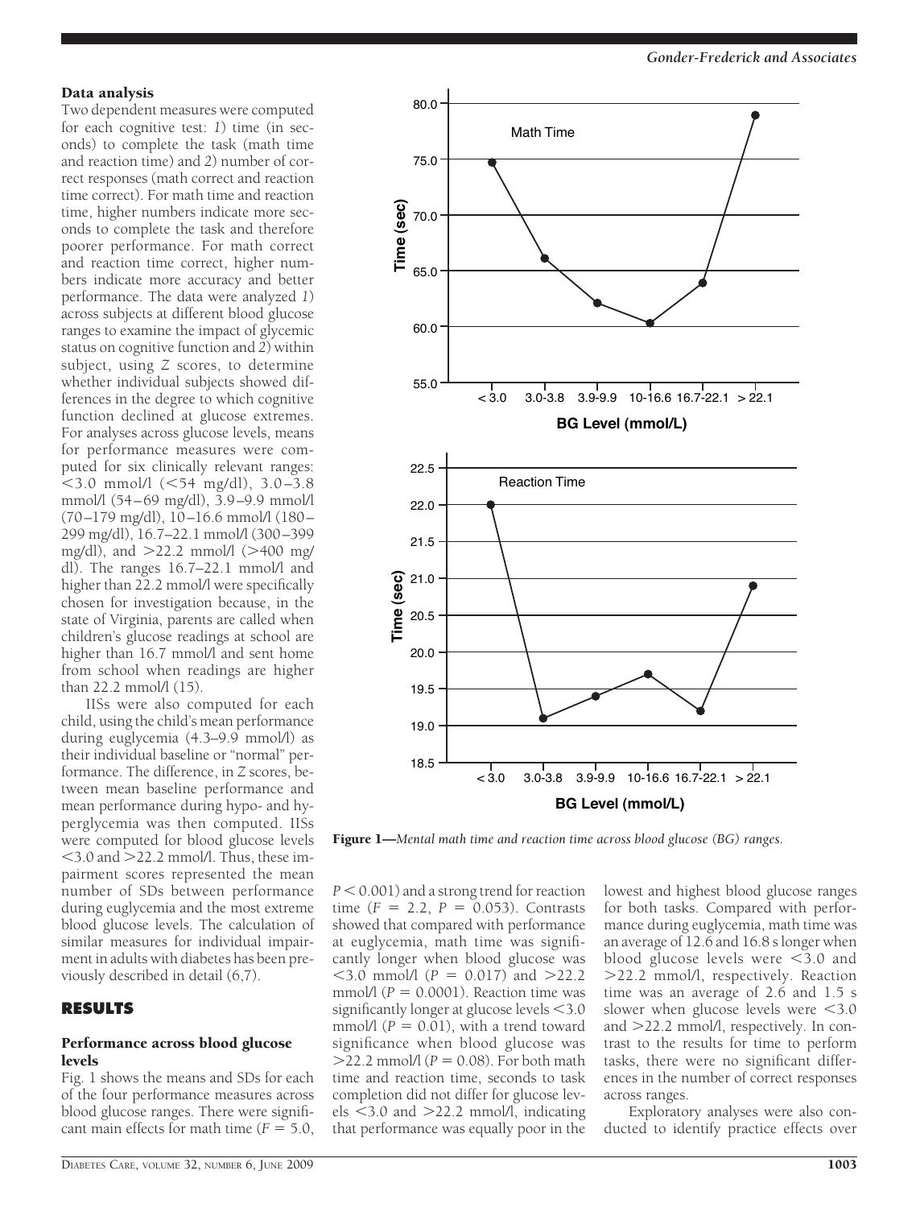### Data analysis

Two dependent measures were computed for each cognitive test: *1*) time (in seconds) to complete the task (math time and reaction time) and *2*) number of correct responses (math correct and reaction time correct). For math time and reaction time, higher numbers indicate more seconds to complete the task and therefore poorer performance. For math correct and reaction time correct, higher numbers indicate more accuracy and better performance. The data were analyzed *1*) across subjects at different blood glucose ranges to examine the impact of glycemic status on cognitive function and *2*) within subject, using *Z* scores, to determine whether individual subjects showed differences in the degree to which cognitive function declined at glucose extremes. For analyses across glucose levels, means for performance measures were computed for six clinically relevant ranges: <3.0 mmol/l (<54 mg/dl), 3.0–3.8 mmol/l (54–69 mg/dl), 3.9–9.9 mmol/l (70–179 mg/dl), 10–16.6 mmol/l (180–299 mg/dl), 16.7–22.1 mmol/l (300–399 mg/dl), and >22.2 mmol/l (>400 mg/dl). The ranges 16.7–22.1 mmol/l and higher than 22.2 mmol/l were specifically chosen for investigation because, in the state of Virginia, parents are called when children's glucose readings at school are higher than 16.7 mmol/l and sent home from school when readings are higher than 22.2 mmol/l (15).

IISs were also computed for each child, using the child's mean performance during euglycemia (4.3–9.9 mmol/l) as their individual baseline or "normal" performance. The difference, in *Z* scores, between mean baseline performance and mean performance during hypo- and hyperglycemia was then computed. IISs were computed for blood glucose levels <3.0 and >22.2 mmol/l. Thus, these impairment scores represented the mean number of SDs between performance during euglycemia and the most extreme blood glucose levels. The calculation of similar measures for individual impairment in adults with diabetes has been previously described in detail (6,7).

## RESULTS

### Performance across blood glucose levels

Fig. 1 shows the means and SDs for each of the four performance measures across blood glucose ranges. There were significant main effects for math time ($F = 5.0$, $P < 0.001$) and a strong trend for reaction time ($F = 2.2$, $P = 0.053$). Contrasts showed that compared with performance at euglycemia, math time was significantly longer when blood glucose was <3.0 mmol/l ($P = 0.017$) and >22.2 mmol/l ($P = 0.0001$). Reaction time was significantly longer at glucose levels <3.0 mmol/l ($P = 0.01$), with a trend toward significance when blood glucose was >22.2 mmol/l ($P = 0.08$). For both math time and reaction time, seconds to task completion did not differ for glucose levels <3.0 and >22.2 mmol/l, indicating that performance was equally poor in the lowest and highest blood glucose ranges for both tasks. Compared with performance during euglycemia, math time was an average of 12.6 and 16.8 s longer when blood glucose levels were <3.0 and >22.2 mmol/l, respectively. Reaction time was an average of 2.6 and 1.5 s slower when glucose levels were <3.0 and >22.2 mmol/l, respectively. In contrast to the results for time to perform tasks, there were no significant differences in the number of correct responses across ranges.

Exploratory analyses were also conducted to identify practice effects over

**Figure 1**—*Mental math time and reaction time across blood glucose (BG) ranges.*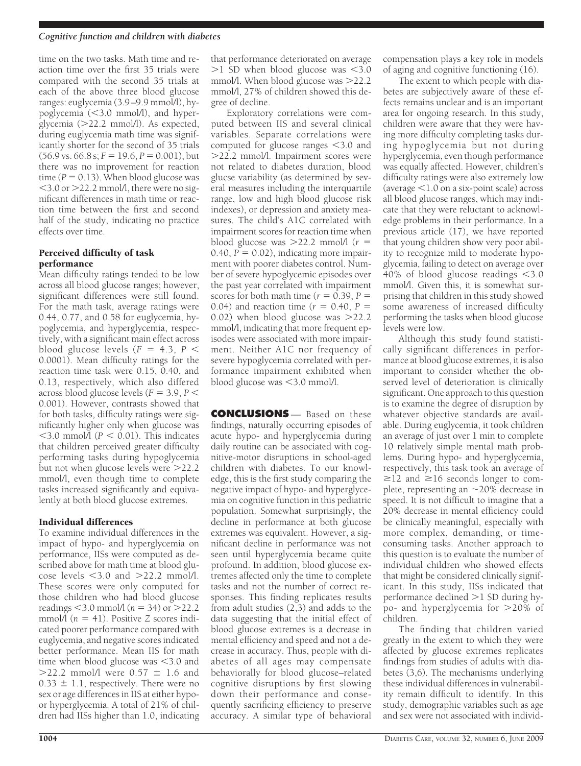time on the two tasks. Math time and reaction time over the first 35 trials were compared with the second 35 trials at each of the above three blood glucose ranges: euglycemia (3.9–9.9 mmol/l), hypoglycemia (<3.0 mmol/l), and hyperglycemia (>22.2 mmol/l). As expected, during euglycemia math time was significantly shorter for the second of 35 trials (56.9 vs. 66.8 s; $F = 19.6$, $P = 0.001$), but there was no improvement for reaction time ($P = 0.13$). When blood glucose was <3.0 or >22.2 mmol/l, there were no significant differences in math time or reaction time between the first and second half of the study, indicating no practice effects over time.

### Perceived difficulty of task performance

Mean difficulty ratings tended to be low across all blood glucose ranges; however, significant differences were still found. For the math task, average ratings were 0.44, 0.77, and 0.58 for euglycemia, hypoglycemia, and hyperglycemia, respectively, with a significant main effect across blood glucose levels ($F = 4.3$, $P < 0.0001$). Mean difficulty ratings for the reaction time task were 0.15, 0.40, and 0.13, respectively, which also differed across blood glucose levels ($F = 3.9$, $P < 0.001$). However, contrasts showed that for both tasks, difficulty ratings were significantly higher only when glucose was <3.0 mmol/l ($P < 0.01$). This indicates that children perceived greater difficulty performing tasks during hypoglycemia but not when glucose levels were >22.2 mmol/l, even though time to complete tasks increased significantly and equivalently at both blood glucose extremes.

### Individual differences

To examine individual differences in the impact of hypo- and hyperglycemia on performance, IISs were computed as described above for math time at blood glucose levels <3.0 and >22.2 mmol/l. These scores were only computed for those children who had blood glucose readings <3.0 mmol/l ($n = 34$) or >22.2 mmol/l ($n = 41$). Positive *Z* scores indicated poorer performance compared with euglycemia, and negative scores indicated better performance. Mean IIS for math time when blood glucose was <3.0 and >22.2 mmol/l were 0.57 ± 1.6 and 0.33 ± 1.1, respectively. There were no sex or age differences in IIS at either hypo- or hyperglycemia. A total of 21% of children had IISs higher than 1.0, indicating that performance deteriorated on average >1 SD when blood glucose was <3.0 mmol/l. When blood glucose was >22.2 mmol/l, 27% of children showed this degree of decline.

Exploratory correlations were computed between IIS and several clinical variables. Separate correlations were computed for glucose ranges <3.0 and >22.2 mmol/l. Impairment scores were not related to diabetes duration, blood glucse variability (as determined by several measures including the interquartile range, low and high blood glucose risk indexes), or depression and anxiety measures. The child's A1C correlated with impairment scores for reaction time when blood glucose was >22.2 mmol/l ($r = 0.40$, $P = 0.02$), indicating more impairment with poorer diabetes control. Number of severe hypoglycemic episodes over the past year correlated with impairment scores for both math time ($r = 0.39$, $P = 0.04$) and reaction time ($r = 0.40$, $P = 0.02$) when blood glucose was >22.2 mmol/l, indicating that more frequent episodes were associated with more impairment. Neither A1C nor frequency of severe hypoglycemia correlated with performance impairment exhibited when blood glucose was <3.0 mmol/l.

## CONCLUSIONS

Based on these findings, naturally occurring episodes of acute hypo- and hyperglycemia during daily routine can be associated with cognitive-motor disruptions in school-aged children with diabetes. To our knowledge, this is the first study comparing the negative impact of hypo- and hyperglycemia on cognitive function in this pediatric population. Somewhat surprisingly, the decline in performance at both glucose extremes was equivalent. However, a significant decline in performance was not seen until hyperglycemia became quite profound. In addition, blood glucose extremes affected only the time to complete tasks and not the number of correct responses. This finding replicates results from adult studies (2,3) and adds to the data suggesting that the initial effect of blood glucose extremes is a decrease in mental efficiency and speed and not a decrease in accuracy. Thus, people with diabetes of all ages may compensate behaviorally for blood glucose–related cognitive disruptions by first slowing down their performance and consequently sacrificing efficiency to preserve accuracy. A similar type of behavioral compensation plays a key role in models of aging and cognitive functioning (16).

The extent to which people with diabetes are subjectively aware of these effects remains unclear and is an important area for ongoing research. In this study, children were aware that they were having more difficulty completing tasks during hypoglycemia but not during hyperglycemia, even though performance was equally affected. However, children's difficulty ratings were also extremely low (average <1.0 on a six-point scale) across all blood glucose ranges, which may indicate that they were reluctant to acknowledge problems in their performance. In a previous article (17), we have reported that young children show very poor ability to recognize mild to moderate hypoglycemia, failing to detect on average over 40% of blood glucose readings <3.0 mmol/l. Given this, it is somewhat surprising that children in this study showed some awareness of increased difficulty performing the tasks when blood glucose levels were low.

Although this study found statistically significant differences in performance at blood glucose extremes, it is also important to consider whether the observed level of deterioration is clinically significant. One approach to this question is to examine the degree of disruption by whatever objective standards are available. During euglycemia, it took children an average of just over 1 min to complete 10 relatively simple mental math problems. During hypo- and hyperglycemia, respectively, this task took an average of ≥12 and ≥16 seconds longer to complete, representing an ~20% decrease in speed. It is not difficult to imagine that a 20% decrease in mental efficiency could be clinically meaningful, especially with more complex, demanding, or time-consuming tasks. Another approach to this question is to evaluate the number of individual children who showed effects that might be considered clinically significant. In this study, IISs indicated that performance declined >1 SD during hypo- and hyperglycemia for >20% of children.

The finding that children varied greatly in the extent to which they were affected by glucose extremes replicates findings from studies of adults with diabetes (3,6). The mechanisms underlying these individual differences in vulnerability remain difficult to identify. In this study, demographic variables such as age and sex were not associated with individ-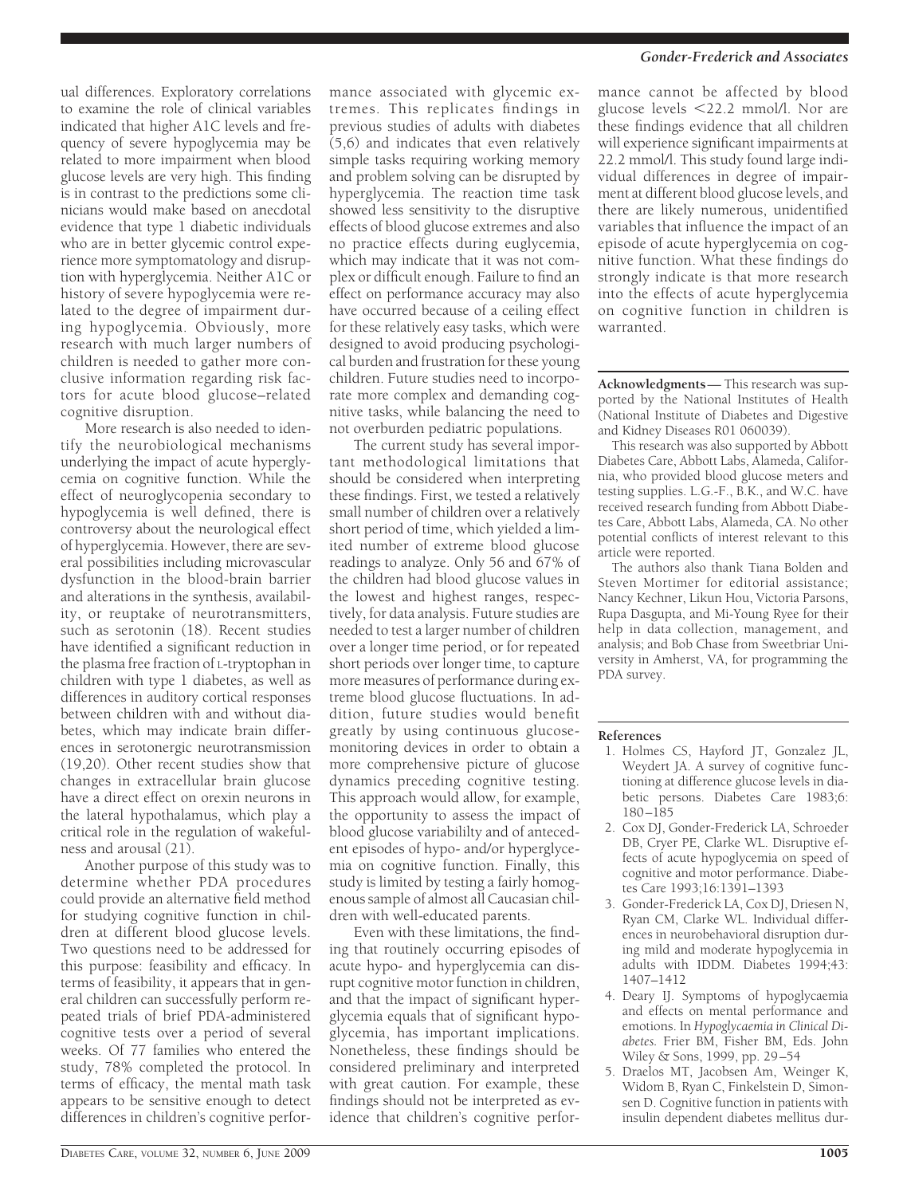ual differences. Exploratory correlations to examine the role of clinical variables indicated that higher A1C levels and frequency of severe hypoglycemia may be related to more impairment when blood glucose levels are very high. This finding is in contrast to the predictions some clinicians would make based on anecdotal evidence that type 1 diabetic individuals who are in better glycemic control experience more symptomatology and disruption with hyperglycemia. Neither A1C or history of severe hypoglycemia were related to the degree of impairment during hypoglycemia. Obviously, more research with much larger numbers of children is needed to gather more conclusive information regarding risk factors for acute blood glucose–related cognitive disruption.

More research is also needed to identify the neurobiological mechanisms underlying the impact of acute hyperglycemia on cognitive function. While the effect of neuroglycopenia secondary to hypoglycemia is well defined, there is controversy about the neurological effect of hyperglycemia. However, there are several possibilities including microvascular dysfunction in the blood-brain barrier and alterations in the synthesis, availability, or reuptake of neurotransmitters, such as serotonin (18). Recent studies have identified a significant reduction in the plasma free fraction of L-tryptophan in children with type 1 diabetes, as well as differences in auditory cortical responses between children with and without diabetes, which may indicate brain differences in serotonergic neurotransmission (19,20). Other recent studies show that changes in extracellular brain glucose have a direct effect on orexin neurons in the lateral hypothalamus, which play a critical role in the regulation of wakefulness and arousal (21).

Another purpose of this study was to determine whether PDA procedures could provide an alternative field method for studying cognitive function in children at different blood glucose levels. Two questions need to be addressed for this purpose: feasibility and efficacy. In terms of feasibility, it appears that in general children can successfully perform repeated trials of brief PDA-administered cognitive tests over a period of several weeks. Of 77 families who entered the study, 78% completed the protocol. In terms of efficacy, the mental math task appears to be sensitive enough to detect differences in children's cognitive performance associated with glycemic extremes. This replicates findings in previous studies of adults with diabetes (5,6) and indicates that even relatively simple tasks requiring working memory and problem solving can be disrupted by hyperglycemia. The reaction time task showed less sensitivity to the disruptive effects of blood glucose extremes and also no practice effects during euglycemia, which may indicate that it was not complex or difficult enough. Failure to find an effect on performance accuracy may also have occurred because of a ceiling effect for these relatively easy tasks, which were designed to avoid producing psychological burden and frustration for these young children. Future studies need to incorporate more complex and demanding cognitive tasks, while balancing the need to not overburden pediatric populations.

The current study has several important methodological limitations that should be considered when interpreting these findings. First, we tested a relatively small number of children over a relatively short period of time, which yielded a limited number of extreme blood glucose readings to analyze. Only 56 and 67% of the children had blood glucose values in the lowest and highest ranges, respectively, for data analysis. Future studies are needed to test a larger number of children over a longer time period, or for repeated short periods over longer time, to capture more measures of performance during extreme blood glucose fluctuations. In addition, future studies would benefit greatly by using continuous glucose-monitoring devices in order to obtain a more comprehensive picture of glucose dynamics preceding cognitive testing. This approach would allow, for example, the opportunity to assess the impact of blood glucose variabilility and of antecedent episodes of hypo- and/or hyperglycemia on cognitive function. Finally, this study is limited by testing a fairly homogenous sample of almost all Caucasian children with well-educated parents.

Even with these limitations, the finding that routinely occurring episodes of acute hypo- and hyperglycemia can disrupt cognitive motor function in children, and that the impact of significant hyperglycemia equals that of significant hypoglycemia, has important implications. Nonetheless, these findings should be considered preliminary and interpreted with great caution. For example, these findings should not be interpreted as evidence that children's cognitive performance cannot be affected by blood glucose levels <22.2 mmol/l. Nor are these findings evidence that all children will experience significant impairments at 22.2 mmol/l. This study found large individual differences in degree of impairment at different blood glucose levels, and there are likely numerous, unidentified variables that influence the impact of an episode of acute hyperglycemia on cognitive function. What these findings do strongly indicate is that more research into the effects of acute hyperglycemia on cognitive function in children is warranted.

**Acknowledgments**— This research was supported by the National Institutes of Health (National Institute of Diabetes and Digestive and Kidney Diseases R01 060039).

This research was also supported by Abbott Diabetes Care, Abbott Labs, Alameda, California, who provided blood glucose meters and testing supplies. L.G.-F., B.K., and W.C. have received research funding from Abbott Diabetes Care, Abbott Labs, Alameda, CA. No other potential conflicts of interest relevant to this article were reported.

The authors also thank Tiana Bolden and Steven Mortimer for editorial assistance; Nancy Kechner, Likun Hou, Victoria Parsons, Rupa Dasgupta, and Mi-Young Ryee for their help in data collection, management, and analysis; and Bob Chase from Sweetbriar University in Amherst, VA, for programming the PDA survey.

## References

1. Holmes CS, Hayford JT, Gonzalez JL, Weydert JA. A survey of cognitive functioning at difference glucose levels in diabetic persons. Diabetes Care 1983;6: 180–185
2. Cox DJ, Gonder-Frederick LA, Schroeder DB, Cryer PE, Clarke WL. Disruptive effects of acute hypoglycemia on speed of cognitive and motor performance. Diabetes Care 1993;16:1391–1393
3. Gonder-Frederick LA, Cox DJ, Driesen N, Ryan CM, Clarke WL. Individual differences in neurobehavioral disruption during mild and moderate hypoglycemia in adults with IDDM. Diabetes 1994;43: 1407–1412
4. Deary IJ. Symptoms of hypoglycaemia and effects on mental performance and emotions. In *Hypoglycaemia in Clinical Diabetes.* Frier BM, Fisher BM, Eds. John Wiley & Sons, 1999, pp. 29–54
5. Draelos MT, Jacobsen Am, Weinger K, Widom B, Ryan C, Finkelstein D, Simonsen D. Cognitive function in patients with insulin dependent diabetes mellitus dur-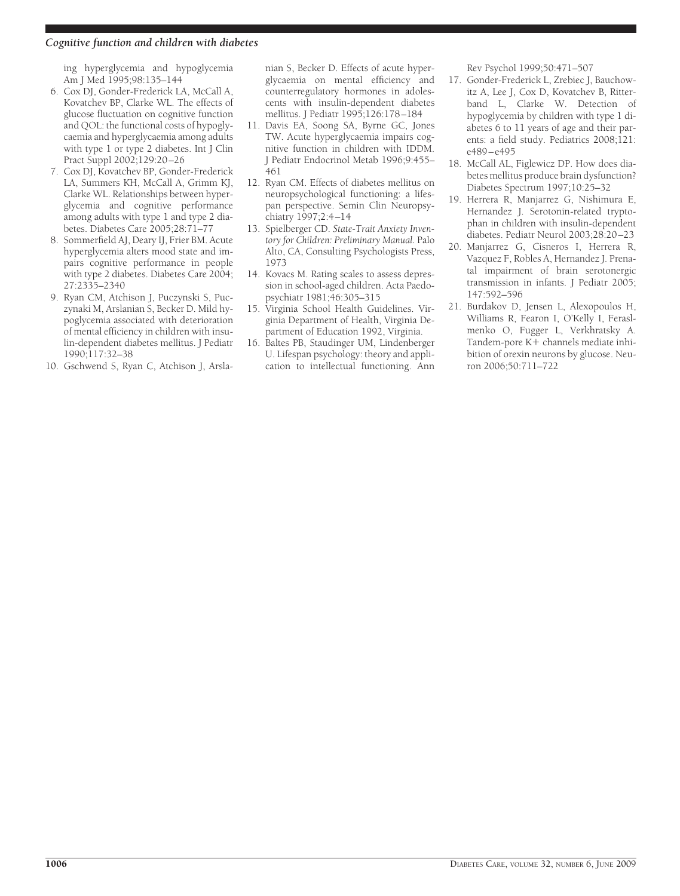ing hyperglycemia and hypoglycemia Am J Med 1995;98:135–144

6. Cox DJ, Gonder-Frederick LA, McCall A, Kovatchev BP, Clarke WL. The effects of glucose fluctuation on cognitive function and QOL: the functional costs of hypoglycaemia and hyperglycaemia among adults with type 1 or type 2 diabetes. Int J Clin Pract Suppl 2002;129:20–26
7. Cox DJ, Kovatchev BP, Gonder-Frederick LA, Summers KH, McCall A, Grimm KJ, Clarke WL. Relationships between hyperglycemia and cognitive performance among adults with type 1 and type 2 diabetes. Diabetes Care 2005;28:71–77
8. Sommerfield AJ, Deary IJ, Frier BM. Acute hyperglycemia alters mood state and impairs cognitive performance in people with type 2 diabetes. Diabetes Care 2004; 27:2335–2340
9. Ryan CM, Atchison J, Puczynski S, Puczynaki M, Arslanian S, Becker D. Mild hypoglycemia associated with deterioration of mental efficiency in children with insulin-dependent diabetes mellitus. J Pediatr 1990;117:32–38
10. Gschwend S, Ryan C, Atchison J, Arslanian S, Becker D. Effects of acute hyperglycaemia on mental efficiency and counterregulatory hormones in adolescents with insulin-dependent diabetes mellitus. J Pediatr 1995;126:178–184
11. Davis EA, Soong SA, Byrne GC, Jones TW. Acute hyperglycaemia impairs cognitive function in children with IDDM. J Pediatr Endocrinol Metab 1996;9:455–461
12. Ryan CM. Effects of diabetes mellitus on neuropsychological functioning: a lifespan perspective. Semin Clin Neuropsychiatry 1997;2:4–14
13. Spielberger CD. *State-Trait Anxiety Inventory for Children: Preliminary Manual.* Palo Alto, CA, Consulting Psychologists Press, 1973
14. Kovacs M. Rating scales to assess depression in school-aged children. Acta Paedopsychiatr 1981;46:305–315
15. Virginia School Health Guidelines. Virginia Department of Health, Virginia Department of Education 1992, Virginia.
16. Baltes PB, Staudinger UM, Lindenberger U. Lifespan psychology: theory and application to intellectual functioning. Ann Rev Psychol 1999;50:471–507
17. Gonder-Frederick L, Zrebiec J, Bauchowitz A, Lee J, Cox D, Kovatchev B, Ritterband L, Clarke W. Detection of hypoglycemia by children with type 1 diabetes 6 to 11 years of age and their parents: a field study. Pediatrics 2008;121: e489–e495
18. McCall AL, Figlewicz DP. How does diabetes mellitus produce brain dysfunction? Diabetes Spectrum 1997;10:25–32
19. Herrera R, Manjarrez G, Nishimura E, Hernandez J. Serotonin-related tryptophan in children with insulin-dependent diabetes. Pediatr Neurol 2003;28:20–23
20. Manjarrez G, Cisneros I, Herrera R, Vazquez F, Robles A, Hernandez J. Prenatal impairment of brain serotonergic transmission in infants. J Pediatr 2005; 147:592–596
21. Burdakov D, Jensen L, Alexopoulos H, Williams R, Fearon I, O'Kelly I, Ferasl­menko O, Fugger L, Verkhratsky A. Tandem-pore K+ channels mediate inhibition of orexin neurons by glucose. Neuron 2006;50:711–722